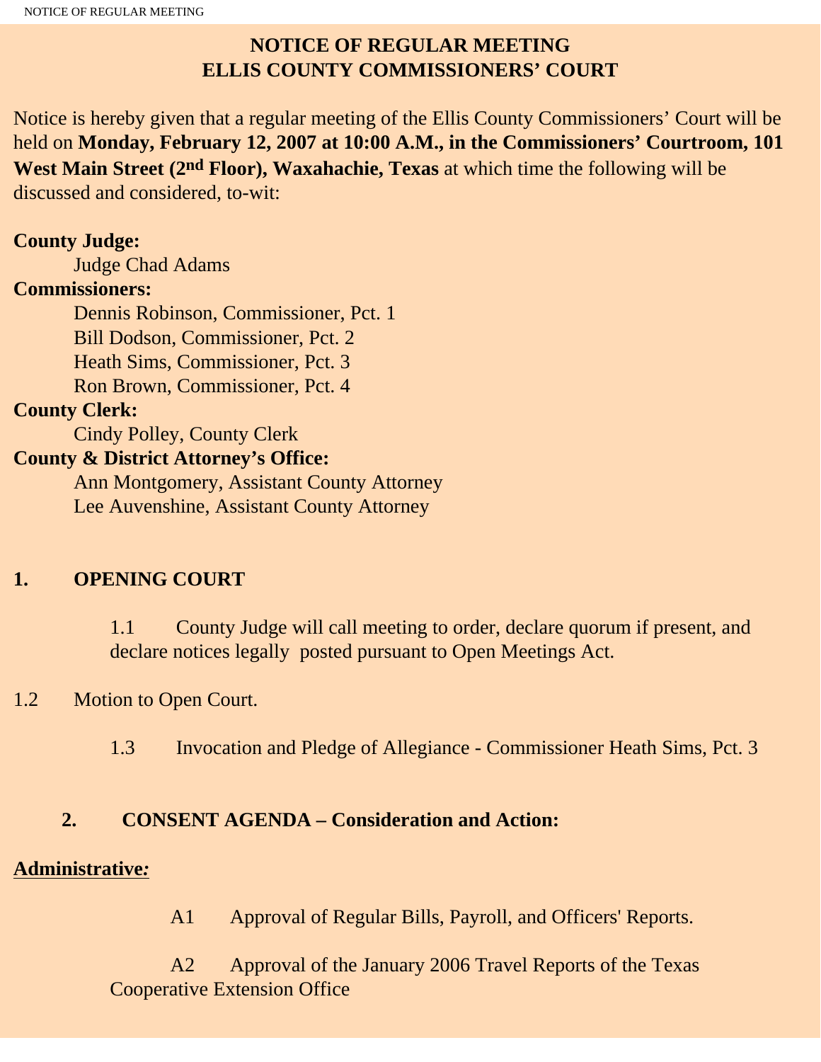# NOTICE OF REGULAR MEETING
# ELLIS COUNTY COMMISSIONERS' COURT

Notice is hereby given that a regular meeting of the Ellis County Commissioners' Court will be held on **Monday, February 12, 2007 at 10:00 A.M., in the Commissioners' Courtroom, 101 West Main Street (2nd Floor), Waxahachie, Texas** at which time the following will be discussed and considered, to-wit:

**County Judge:**

Judge Chad Adams

**Commissioners:**

Dennis Robinson, Commissioner, Pct. 1
Bill Dodson, Commissioner, Pct. 2
Heath Sims, Commissioner, Pct. 3
Ron Brown, Commissioner, Pct. 4

**County Clerk:**

Cindy Polley, County Clerk

**County & District Attorney's Office:**

Ann Montgomery, Assistant County Attorney
Lee Auvenshine, Assistant County Attorney

## 1. OPENING COURT

1.1 County Judge will call meeting to order, declare quorum if present, and declare notices legally posted pursuant to Open Meetings Act.

1.2 Motion to Open Court.

1.3 Invocation and Pledge of Allegiance - Commissioner Heath Sims, Pct. 3

## 2. CONSENT AGENDA – Consideration and Action:

**Administrative:**

A1 Approval of Regular Bills, Payroll, and Officers' Reports.

A2 Approval of the January 2006 Travel Reports of the Texas Cooperative Extension Office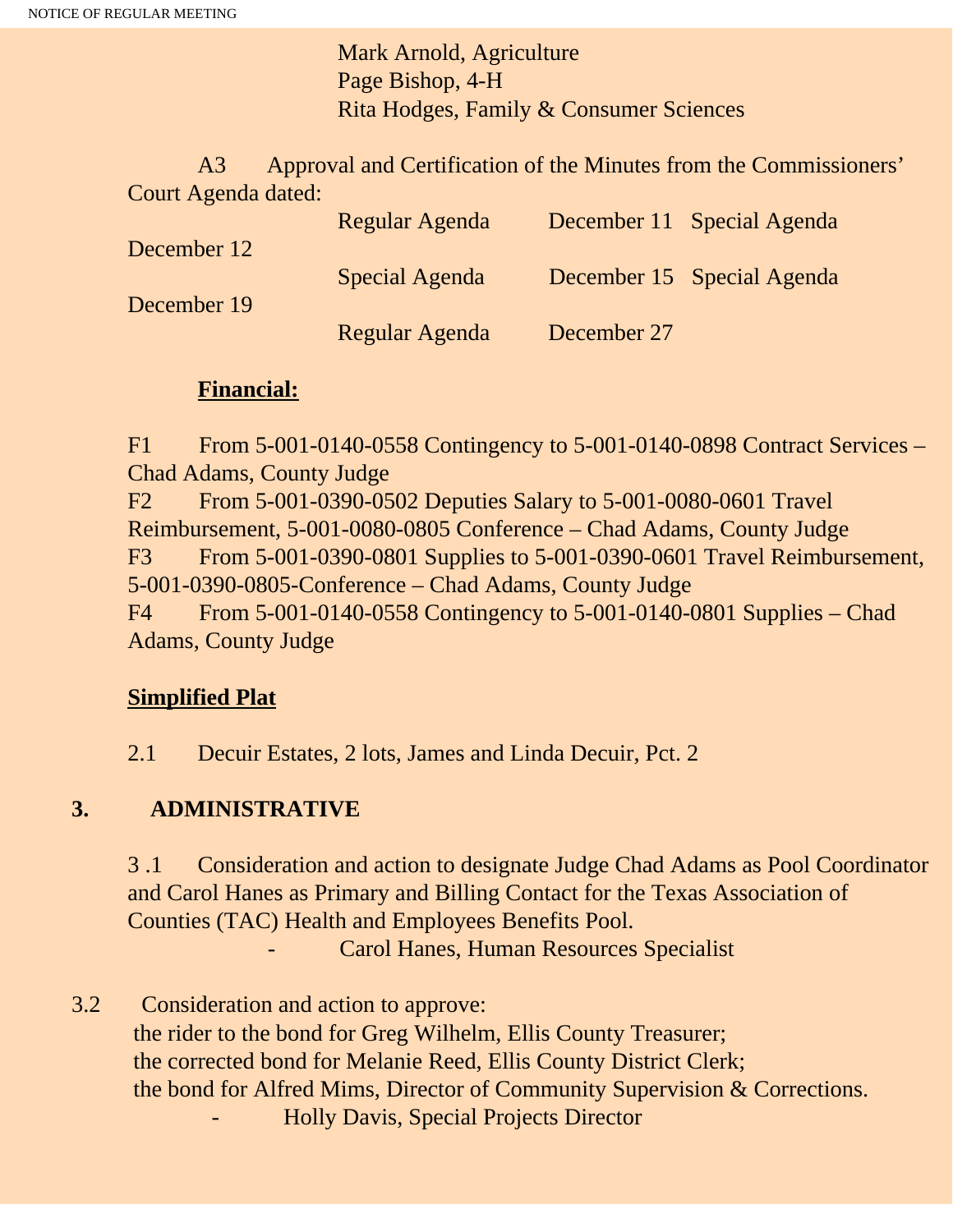Mark Arnold, Agriculture
Page Bishop, 4-H
Rita Hodges, Family & Consumer Sciences

A3 Approval and Certification of the Minutes from the Commissioners' Court Agenda dated:

Regular Agenda December 11 Special Agenda December 12
Special Agenda December 15 Special Agenda December 19
Regular Agenda December 27

**Financial:**

F1 From 5-001-0140-0558 Contingency to 5-001-0140-0898 Contract Services – Chad Adams, County Judge
F2 From 5-001-0390-0502 Deputies Salary to 5-001-0080-0601 Travel Reimbursement, 5-001-0080-0805 Conference – Chad Adams, County Judge
F3 From 5-001-0390-0801 Supplies to 5-001-0390-0601 Travel Reimbursement, 5-001-0390-0805-Conference – Chad Adams, County Judge
F4 From 5-001-0140-0558 Contingency to 5-001-0140-0801 Supplies – Chad Adams, County Judge

**Simplified Plat**

2.1 Decuir Estates, 2 lots, James and Linda Decuir, Pct. 2

## 3. ADMINISTRATIVE

3 .1 Consideration and action to designate Judge Chad Adams as Pool Coordinator and Carol Hanes as Primary and Billing Contact for the Texas Association of Counties (TAC) Health and Employees Benefits Pool.
- Carol Hanes, Human Resources Specialist

3.2 Consideration and action to approve:
the rider to the bond for Greg Wilhelm, Ellis County Treasurer;
the corrected bond for Melanie Reed, Ellis County District Clerk;
the bond for Alfred Mims, Director of Community Supervision & Corrections.
- Holly Davis, Special Projects Director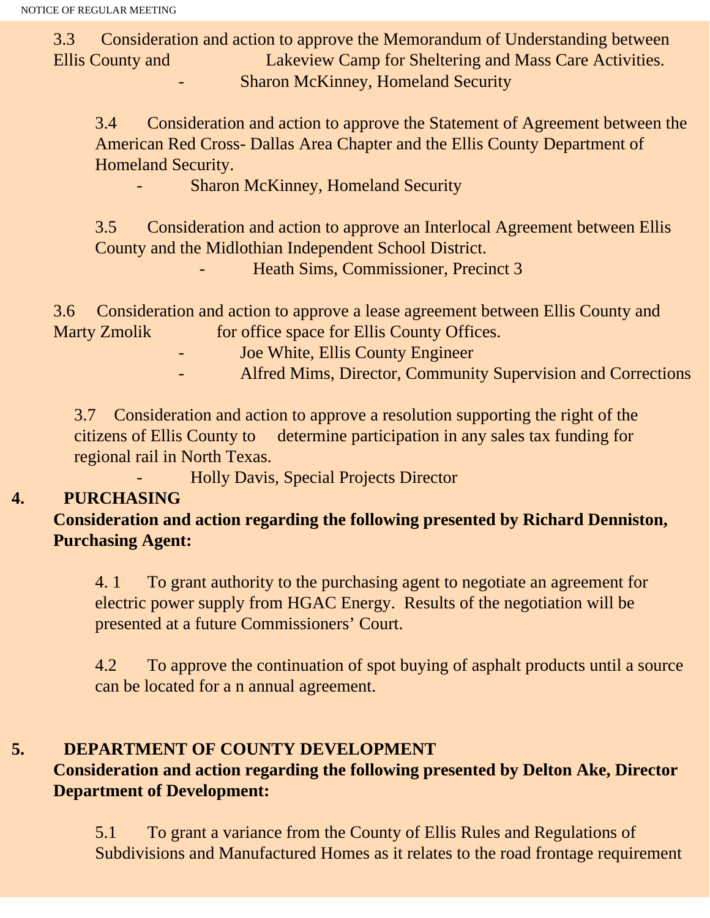3.3 Consideration and action to approve the Memorandum of Understanding between Ellis County and Lakeview Camp for Sheltering and Mass Care Activities.

- Sharon McKinney, Homeland Security

3.4 Consideration and action to approve the Statement of Agreement between the American Red Cross- Dallas Area Chapter and the Ellis County Department of Homeland Security.

- Sharon McKinney, Homeland Security

3.5 Consideration and action to approve an Interlocal Agreement between Ellis County and the Midlothian Independent School District.

- Heath Sims, Commissioner, Precinct 3

3.6 Consideration and action to approve a lease agreement between Ellis County and Marty Zmolik for office space for Ellis County Offices.

- Joe White, Ellis County Engineer
- Alfred Mims, Director, Community Supervision and Corrections

3.7 Consideration and action to approve a resolution supporting the right of the citizens of Ellis County to determine participation in any sales tax funding for regional rail in North Texas.

- Holly Davis, Special Projects Director

**4. PURCHASING**

**Consideration and action regarding the following presented by Richard Denniston, Purchasing Agent:**

4.1 To grant authority to the purchasing agent to negotiate an agreement for electric power supply from HGAC Energy. Results of the negotiation will be presented at a future Commissioners' Court.

4.2 To approve the continuation of spot buying of asphalt products until a source can be located for a n annual agreement.

**5. DEPARTMENT OF COUNTY DEVELOPMENT**

**Consideration and action regarding the following presented by Delton Ake, Director Department of Development:**

5.1 To grant a variance from the County of Ellis Rules and Regulations of Subdivisions and Manufactured Homes as it relates to the road frontage requirement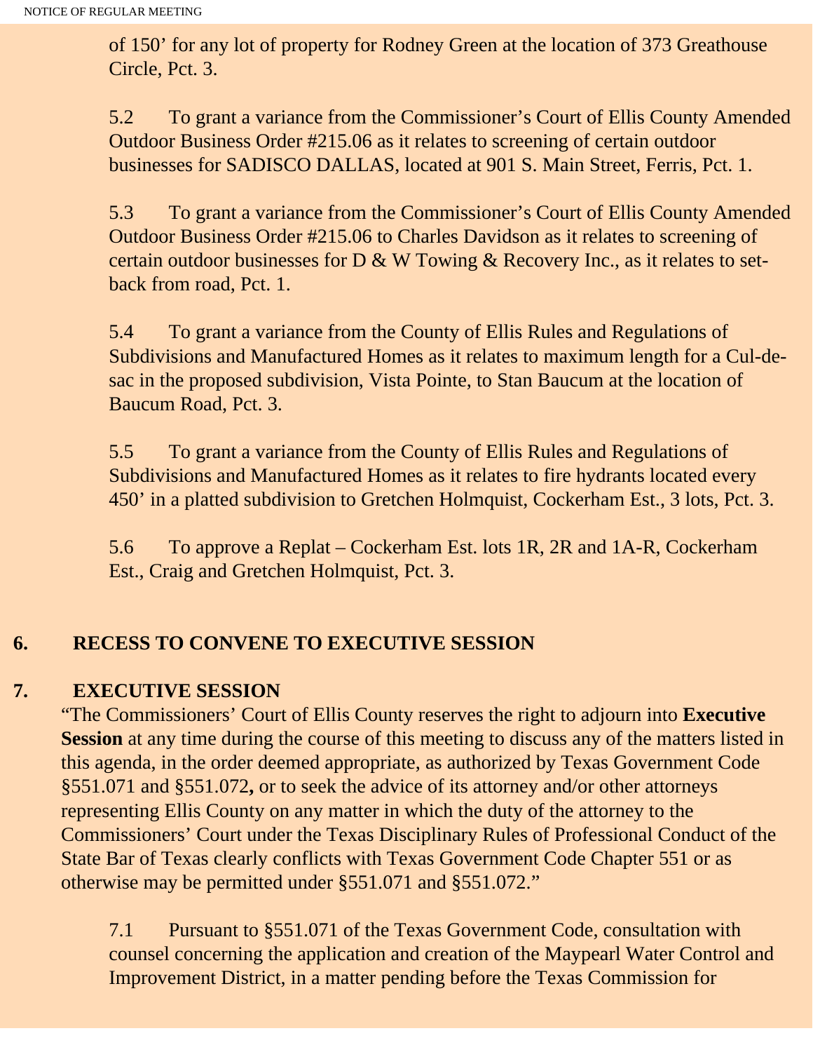of 150' for any lot of property for Rodney Green at the location of 373 Greathouse Circle, Pct. 3.

5.2 To grant a variance from the Commissioner's Court of Ellis County Amended Outdoor Business Order #215.06 as it relates to screening of certain outdoor businesses for SADISCO DALLAS, located at 901 S. Main Street, Ferris, Pct. 1.

5.3 To grant a variance from the Commissioner's Court of Ellis County Amended Outdoor Business Order #215.06 to Charles Davidson as it relates to screening of certain outdoor businesses for D & W Towing & Recovery Inc., as it relates to set-back from road, Pct. 1.

5.4 To grant a variance from the County of Ellis Rules and Regulations of Subdivisions and Manufactured Homes as it relates to maximum length for a Cul-de-sac in the proposed subdivision, Vista Pointe, to Stan Baucum at the location of Baucum Road, Pct. 3.

5.5 To grant a variance from the County of Ellis Rules and Regulations of Subdivisions and Manufactured Homes as it relates to fire hydrants located every 450' in a platted subdivision to Gretchen Holmquist, Cockerham Est., 3 lots, Pct. 3.

5.6 To approve a Replat – Cockerham Est. lots 1R, 2R and 1A-R, Cockerham Est., Craig and Gretchen Holmquist, Pct. 3.

**6. RECESS TO CONVENE TO EXECUTIVE SESSION**

**7. EXECUTIVE SESSION**

"The Commissioners' Court of Ellis County reserves the right to adjourn into **Executive Session** at any time during the course of this meeting to discuss any of the matters listed in this agenda, in the order deemed appropriate, as authorized by Texas Government Code §551.071 and §551.072**,** or to seek the advice of its attorney and/or other attorneys representing Ellis County on any matter in which the duty of the attorney to the Commissioners' Court under the Texas Disciplinary Rules of Professional Conduct of the State Bar of Texas clearly conflicts with Texas Government Code Chapter 551 or as otherwise may be permitted under §551.071 and §551.072."

7.1 Pursuant to §551.071 of the Texas Government Code, consultation with counsel concerning the application and creation of the Maypearl Water Control and Improvement District, in a matter pending before the Texas Commission for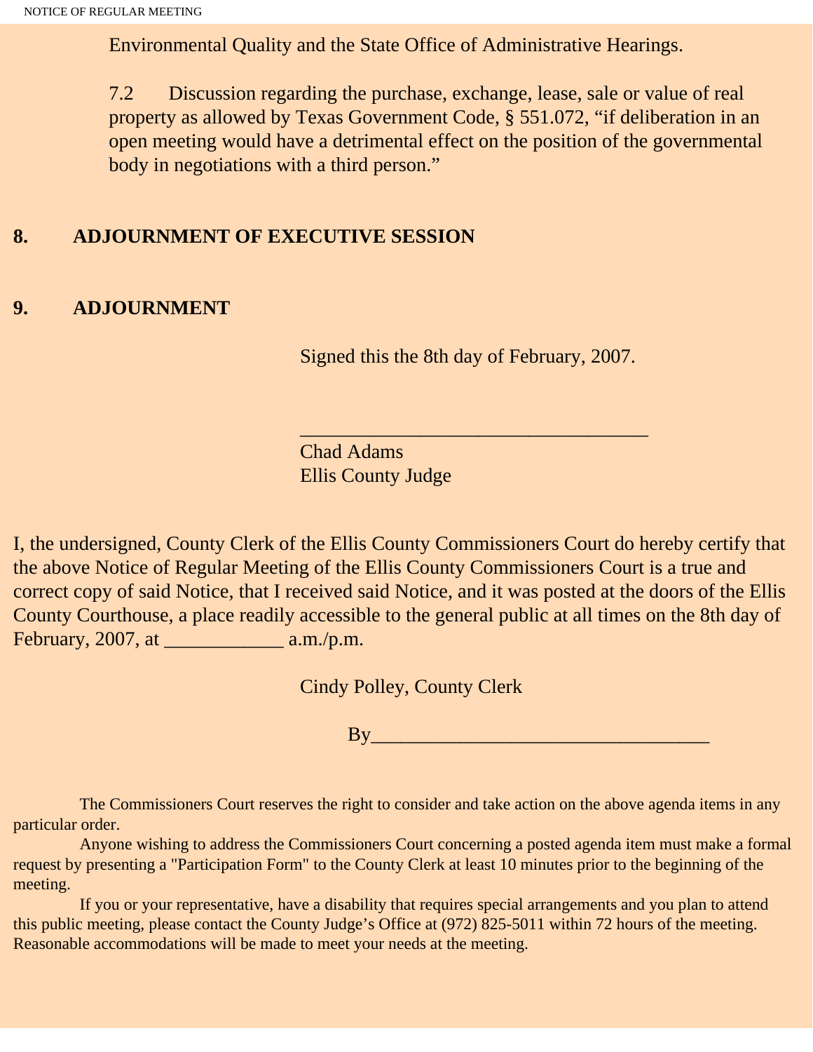Environmental Quality and the State Office of Administrative Hearings.

7.2 Discussion regarding the purchase, exchange, lease, sale or value of real property as allowed by Texas Government Code, § 551.072, "if deliberation in an open meeting would have a detrimental effect on the position of the governmental body in negotiations with a third person."

**8. ADJOURNMENT OF EXECUTIVE SESSION**

**9. ADJOURNMENT**

Signed this the 8th day of February, 2007.

___________________________________
Chad Adams
Ellis County Judge

I, the undersigned, County Clerk of the Ellis County Commissioners Court do hereby certify that the above Notice of Regular Meeting of the Ellis County Commissioners Court is a true and correct copy of said Notice, that I received said Notice, and it was posted at the doors of the Ellis County Courthouse, a place readily accessible to the general public at all times on the 8th day of February, 2007, at ____________ a.m./p.m.

Cindy Polley, County Clerk

By_________________________________

The Commissioners Court reserves the right to consider and take action on the above agenda items in any particular order.

Anyone wishing to address the Commissioners Court concerning a posted agenda item must make a formal request by presenting a "Participation Form" to the County Clerk at least 10 minutes prior to the beginning of the meeting.

If you or your representative, have a disability that requires special arrangements and you plan to attend this public meeting, please contact the County Judge's Office at (972) 825-5011 within 72 hours of the meeting. Reasonable accommodations will be made to meet your needs at the meeting.